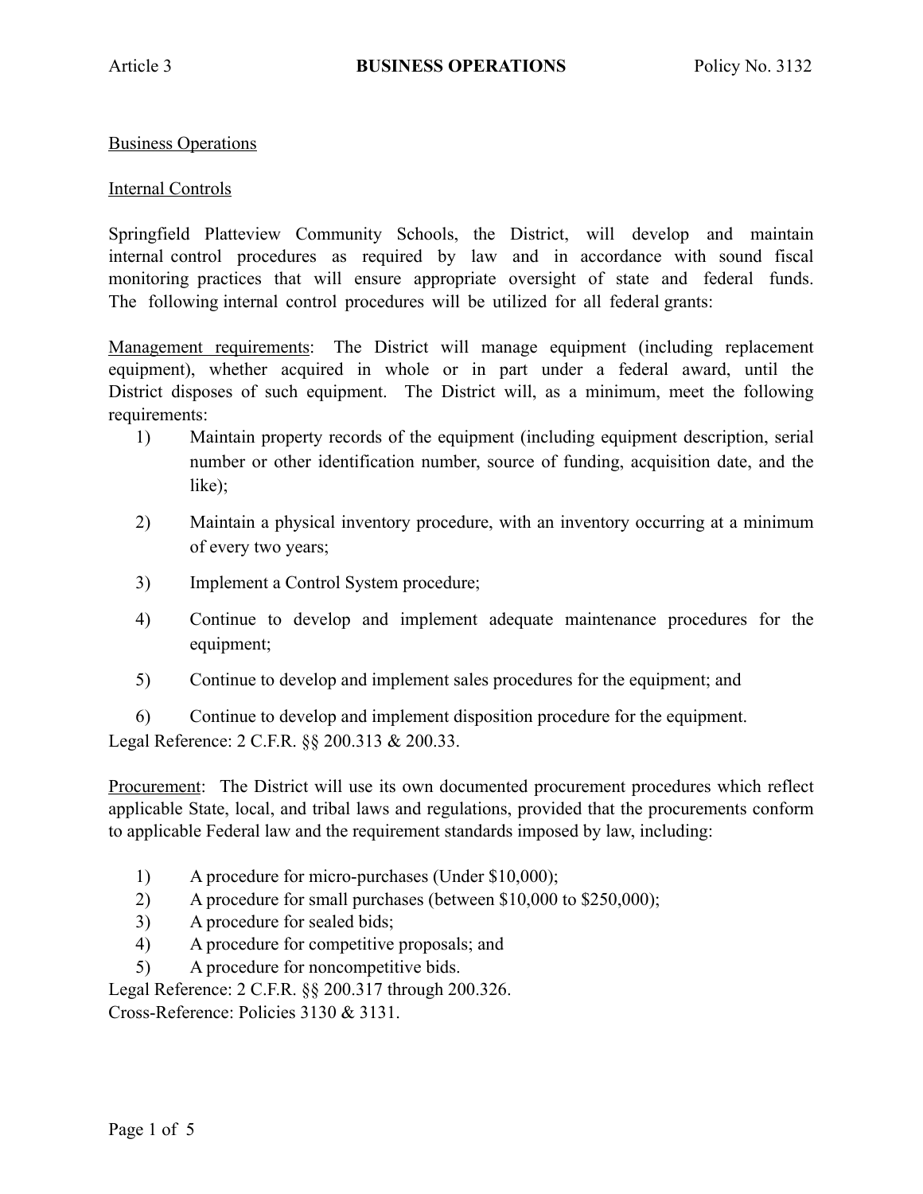Article 3 **BUSINESS OPERATIONS** Policy No. 3132

Business Operations

Internal Controls

Springfield Platteview Community Schools, the District, will develop and maintain internal control procedures as required by law and in accordance with sound fiscal monitoring practices that will ensure appropriate oversight of state and federal funds. The following internal control procedures will be utilized for all federal grants:

Management requirements: The District will manage equipment (including replacement equipment), whether acquired in whole or in part under a federal award, until the District disposes of such equipment. The District will, as a minimum, meet the following requirements:

1) Maintain property records of the equipment (including equipment description, serial number or other identification number, source of funding, acquisition date, and the like);
2) Maintain a physical inventory procedure, with an inventory occurring at a minimum of every two years;
3) Implement a Control System procedure;
4) Continue to develop and implement adequate maintenance procedures for the equipment;
5) Continue to develop and implement sales procedures for the equipment; and
6) Continue to develop and implement disposition procedure for the equipment.

Legal Reference: 2 C.F.R. §§ 200.313 & 200.33.

Procurement: The District will use its own documented procurement procedures which reflect applicable State, local, and tribal laws and regulations, provided that the procurements conform to applicable Federal law and the requirement standards imposed by law, including:

1) A procedure for micro-purchases (Under $10,000);
2) A procedure for small purchases (between $10,000 to $250,000);
3) A procedure for sealed bids;
4) A procedure for competitive proposals; and
5) A procedure for noncompetitive bids.

Legal Reference: 2 C.F.R. §§ 200.317 through 200.326.
Cross-Reference: Policies 3130 & 3131.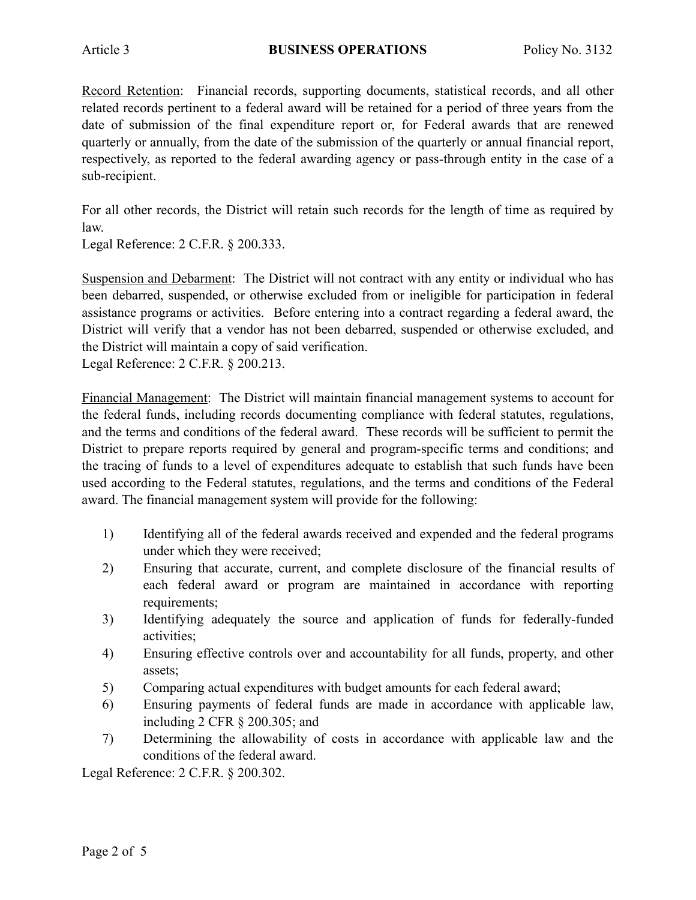<u>Record Retention</u>: Financial records, supporting documents, statistical records, and all other related records pertinent to a federal award will be retained for a period of three years from the date of submission of the final expenditure report or, for Federal awards that are renewed quarterly or annually, from the date of the submission of the quarterly or annual financial report, respectively, as reported to the federal awarding agency or pass-through entity in the case of a sub-recipient.

For all other records, the District will retain such records for the length of time as required by law.
Legal Reference: 2 C.F.R. § 200.333.

<u>Suspension and Debarment</u>: The District will not contract with any entity or individual who has been debarred, suspended, or otherwise excluded from or ineligible for participation in federal assistance programs or activities. Before entering into a contract regarding a federal award, the District will verify that a vendor has not been debarred, suspended or otherwise excluded, and the District will maintain a copy of said verification.
Legal Reference: 2 C.F.R. § 200.213.

<u>Financial Management</u>: The District will maintain financial management systems to account for the federal funds, including records documenting compliance with federal statutes, regulations, and the terms and conditions of the federal award. These records will be sufficient to permit the District to prepare reports required by general and program-specific terms and conditions; and the tracing of funds to a level of expenditures adequate to establish that such funds have been used according to the Federal statutes, regulations, and the terms and conditions of the Federal award. The financial management system will provide for the following:

1) Identifying all of the federal awards received and expended and the federal programs under which they were received;
2) Ensuring that accurate, current, and complete disclosure of the financial results of each federal award or program are maintained in accordance with reporting requirements;
3) Identifying adequately the source and application of funds for federally-funded activities;
4) Ensuring effective controls over and accountability for all funds, property, and other assets;
5) Comparing actual expenditures with budget amounts for each federal award;
6) Ensuring payments of federal funds are made in accordance with applicable law, including 2 CFR § 200.305; and
7) Determining the allowability of costs in accordance with applicable law and the conditions of the federal award.

Legal Reference: 2 C.F.R. § 200.302.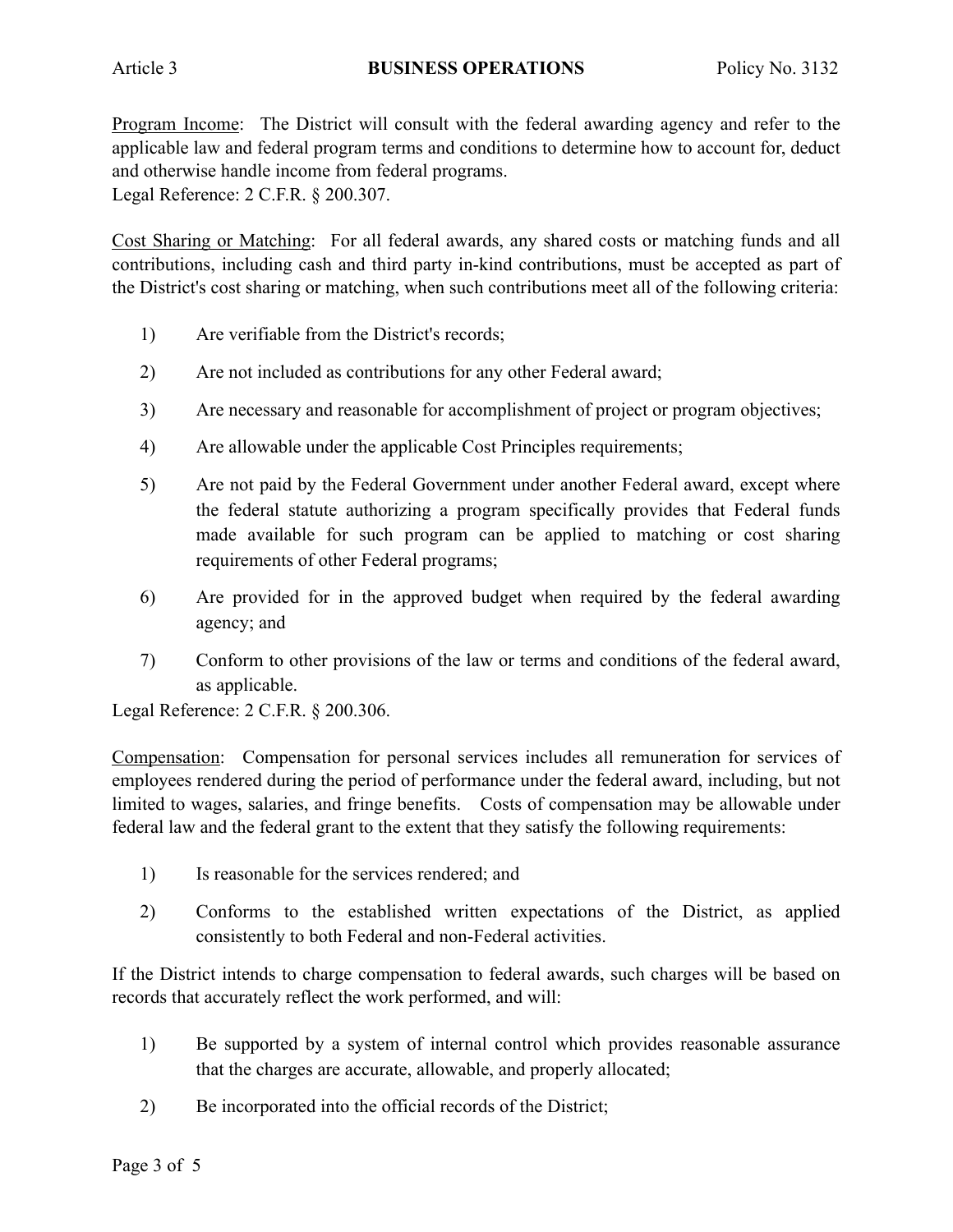<u>Program Income</u>: The District will consult with the federal awarding agency and refer to the applicable law and federal program terms and conditions to determine how to account for, deduct and otherwise handle income from federal programs.
Legal Reference: 2 C.F.R. § 200.307.

<u>Cost Sharing or Matching</u>: For all federal awards, any shared costs or matching funds and all contributions, including cash and third party in-kind contributions, must be accepted as part of the District's cost sharing or matching, when such contributions meet all of the following criteria:

1) Are verifiable from the District's records;

2) Are not included as contributions for any other Federal award;

3) Are necessary and reasonable for accomplishment of project or program objectives;

4) Are allowable under the applicable Cost Principles requirements;

5) Are not paid by the Federal Government under another Federal award, except where the federal statute authorizing a program specifically provides that Federal funds made available for such program can be applied to matching or cost sharing requirements of other Federal programs;

6) Are provided for in the approved budget when required by the federal awarding agency; and

7) Conform to other provisions of the law or terms and conditions of the federal award, as applicable.

Legal Reference: 2 C.F.R. § 200.306.

<u>Compensation</u>: Compensation for personal services includes all remuneration for services of employees rendered during the period of performance under the federal award, including, but not limited to wages, salaries, and fringe benefits. Costs of compensation may be allowable under federal law and the federal grant to the extent that they satisfy the following requirements:

1) Is reasonable for the services rendered; and

2) Conforms to the established written expectations of the District, as applied consistently to both Federal and non-Federal activities.

If the District intends to charge compensation to federal awards, such charges will be based on records that accurately reflect the work performed, and will:

1) Be supported by a system of internal control which provides reasonable assurance that the charges are accurate, allowable, and properly allocated;

2) Be incorporated into the official records of the District;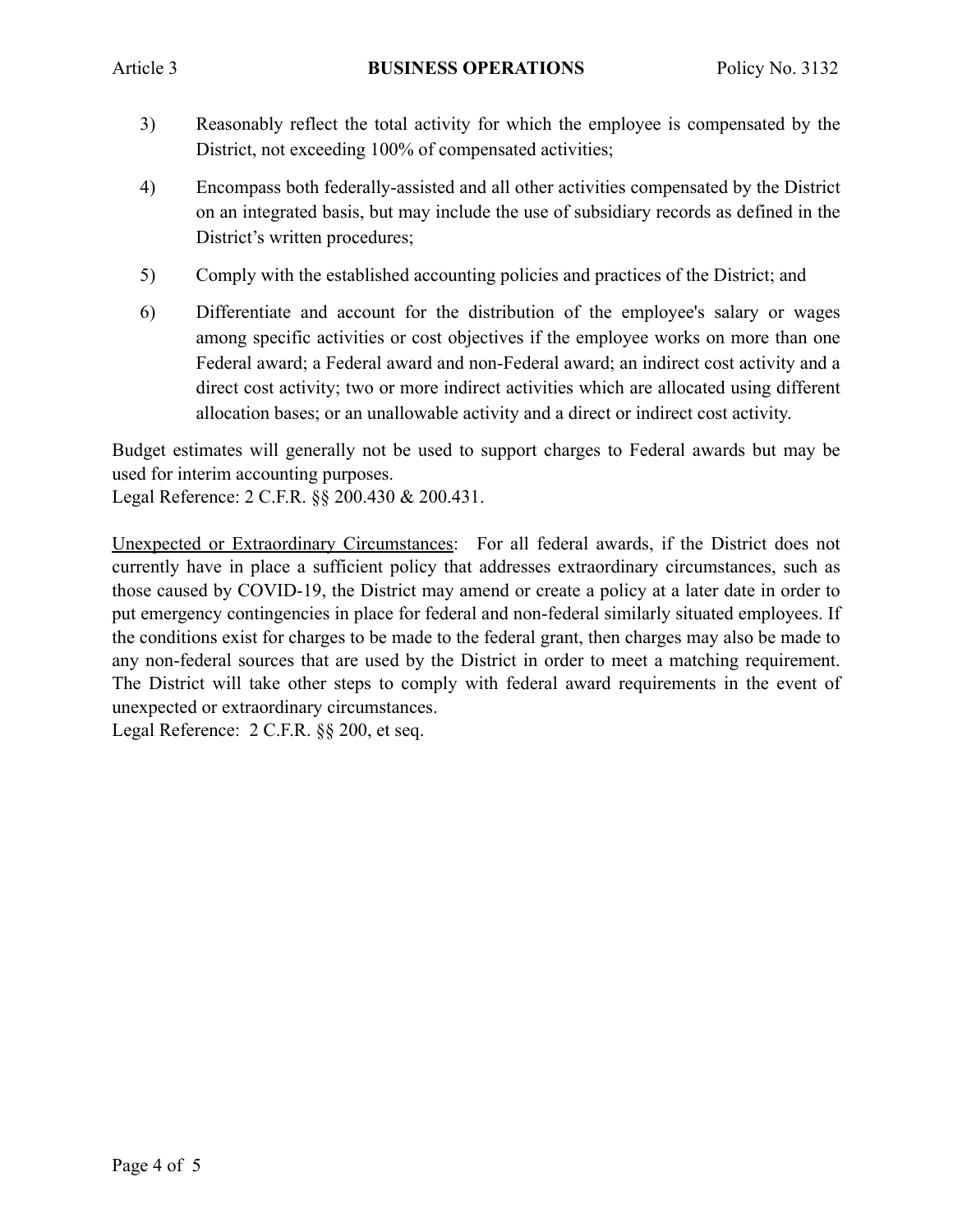3) Reasonably reflect the total activity for which the employee is compensated by the District, not exceeding 100% of compensated activities;

4) Encompass both federally-assisted and all other activities compensated by the District on an integrated basis, but may include the use of subsidiary records as defined in the District's written procedures;

5) Comply with the established accounting policies and practices of the District; and

6) Differentiate and account for the distribution of the employee's salary or wages among specific activities or cost objectives if the employee works on more than one Federal award; a Federal award and non-Federal award; an indirect cost activity and a direct cost activity; two or more indirect activities which are allocated using different allocation bases; or an unallowable activity and a direct or indirect cost activity.

Budget estimates will generally not be used to support charges to Federal awards but may be used for interim accounting purposes.
Legal Reference: 2 C.F.R. §§ 200.430 & 200.431.

Unexpected or Extraordinary Circumstances: For all federal awards, if the District does not currently have in place a sufficient policy that addresses extraordinary circumstances, such as those caused by COVID-19, the District may amend or create a policy at a later date in order to put emergency contingencies in place for federal and non-federal similarly situated employees. If the conditions exist for charges to be made to the federal grant, then charges may also be made to any non-federal sources that are used by the District in order to meet a matching requirement. The District will take other steps to comply with federal award requirements in the event of unexpected or extraordinary circumstances.
Legal Reference: 2 C.F.R. §§ 200, et seq.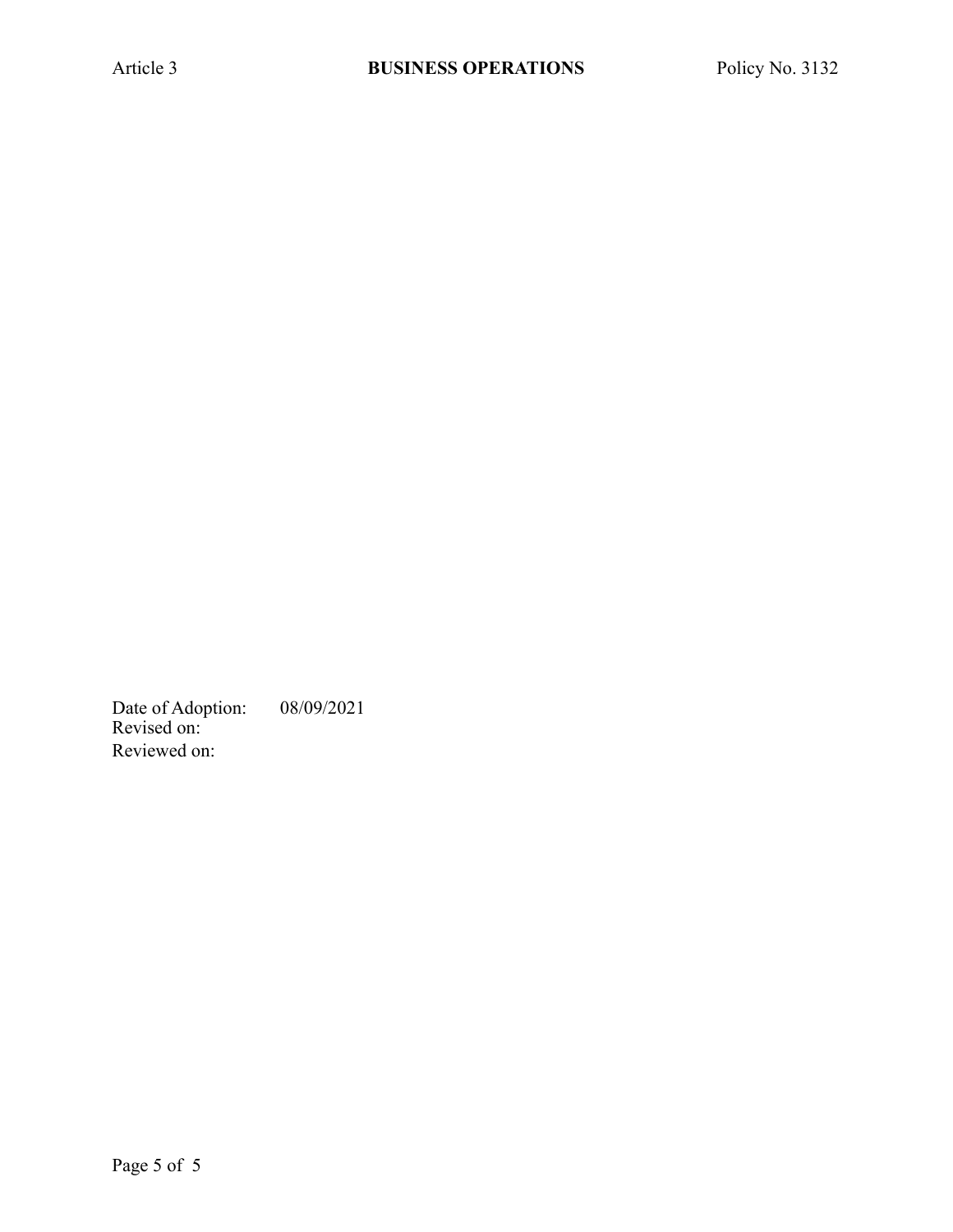Date of Adoption: 08/09/2021
Revised on:
Reviewed on: